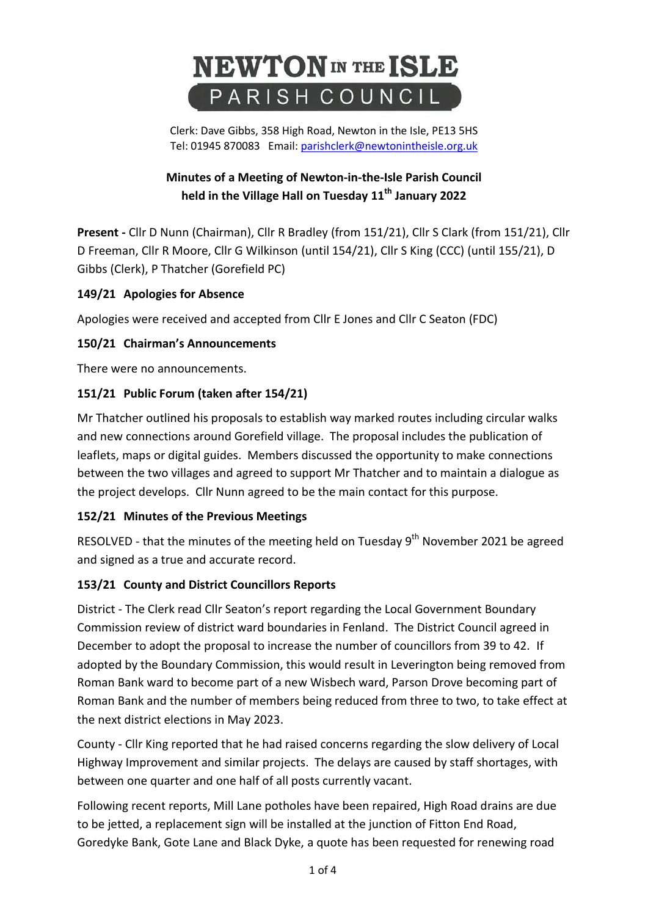# NEWTON IN THE ISLE PARISH COUNCIL

Clerk: Dave Gibbs, 358 High Road, Newton in the Isle, PE13 5HS
Tel: 01945 870083 Email: parishclerk@newtonintheisle.org.uk

## Minutes of a Meeting of Newton-in-the-Isle Parish Council held in the Village Hall on Tuesday 11th January 2022

**Present -** Cllr D Nunn (Chairman), Cllr R Bradley (from 151/21), Cllr S Clark (from 151/21), Cllr D Freeman, Cllr R Moore, Cllr G Wilkinson (until 154/21), Cllr S King (CCC) (until 155/21), D Gibbs (Clerk), P Thatcher (Gorefield PC)

### 149/21 Apologies for Absence

Apologies were received and accepted from Cllr E Jones and Cllr C Seaton (FDC)

### 150/21 Chairman's Announcements

There were no announcements.

### 151/21 Public Forum (taken after 154/21)

Mr Thatcher outlined his proposals to establish way marked routes including circular walks and new connections around Gorefield village. The proposal includes the publication of leaflets, maps or digital guides. Members discussed the opportunity to make connections between the two villages and agreed to support Mr Thatcher and to maintain a dialogue as the project develops. Cllr Nunn agreed to be the main contact for this purpose.

### 152/21 Minutes of the Previous Meetings

RESOLVED - that the minutes of the meeting held on Tuesday 9th November 2021 be agreed and signed as a true and accurate record.

### 153/21 County and District Councillors Reports

District - The Clerk read Cllr Seaton's report regarding the Local Government Boundary Commission review of district ward boundaries in Fenland. The District Council agreed in December to adopt the proposal to increase the number of councillors from 39 to 42. If adopted by the Boundary Commission, this would result in Leverington being removed from Roman Bank ward to become part of a new Wisbech ward, Parson Drove becoming part of Roman Bank and the number of members being reduced from three to two, to take effect at the next district elections in May 2023.

County - Cllr King reported that he had raised concerns regarding the slow delivery of Local Highway Improvement and similar projects. The delays are caused by staff shortages, with between one quarter and one half of all posts currently vacant.

Following recent reports, Mill Lane potholes have been repaired, High Road drains are due to be jetted, a replacement sign will be installed at the junction of Fitton End Road, Goredyke Bank, Gote Lane and Black Dyke, a quote has been requested for renewing road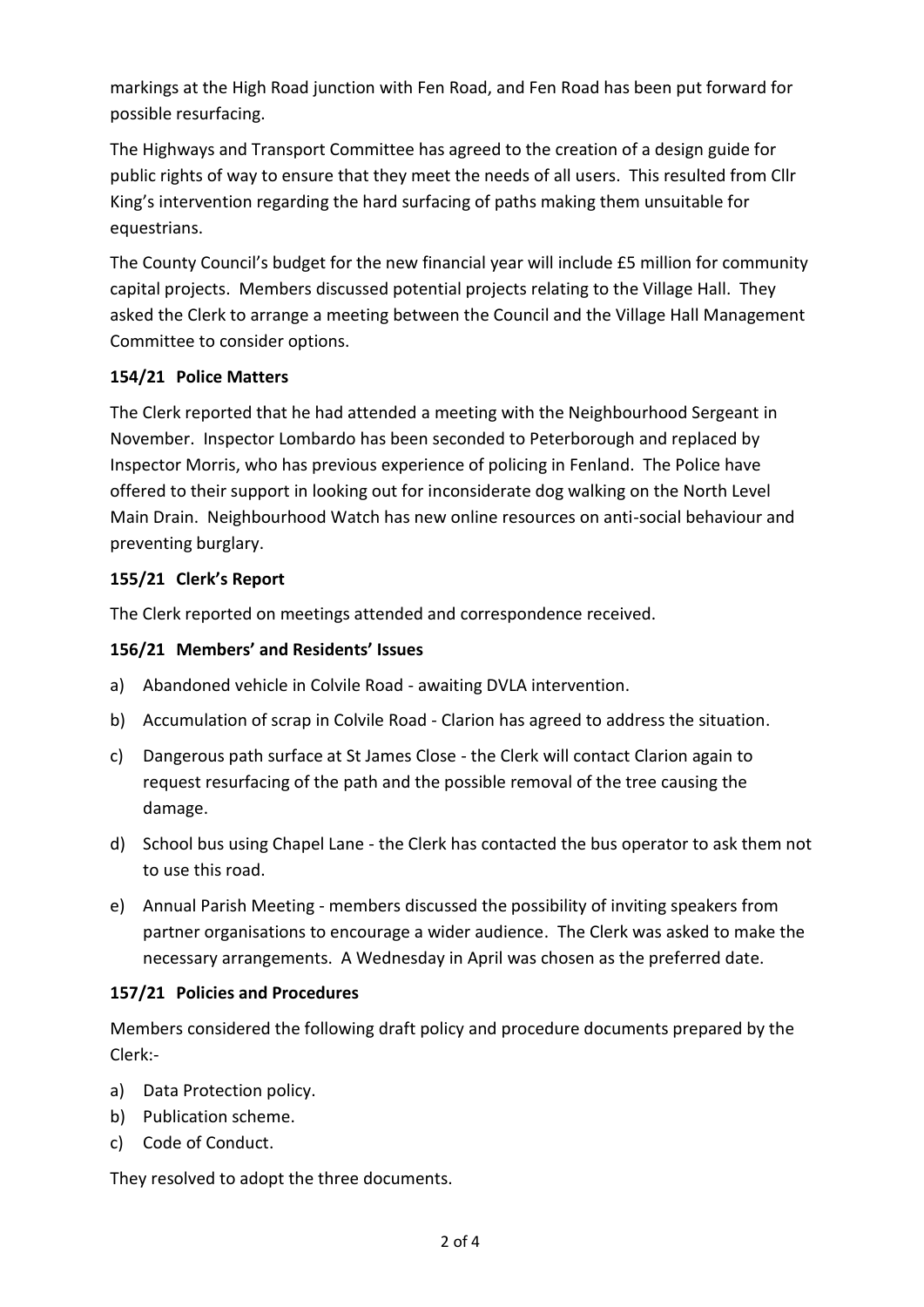markings at the High Road junction with Fen Road, and Fen Road has been put forward for possible resurfacing.

The Highways and Transport Committee has agreed to the creation of a design guide for public rights of way to ensure that they meet the needs of all users. This resulted from Cllr King's intervention regarding the hard surfacing of paths making them unsuitable for equestrians.

The County Council's budget for the new financial year will include £5 million for community capital projects. Members discussed potential projects relating to the Village Hall. They asked the Clerk to arrange a meeting between the Council and the Village Hall Management Committee to consider options.

### 154/21 Police Matters

The Clerk reported that he had attended a meeting with the Neighbourhood Sergeant in November. Inspector Lombardo has been seconded to Peterborough and replaced by Inspector Morris, who has previous experience of policing in Fenland. The Police have offered to their support in looking out for inconsiderate dog walking on the North Level Main Drain. Neighbourhood Watch has new online resources on anti-social behaviour and preventing burglary.

### 155/21 Clerk's Report

The Clerk reported on meetings attended and correspondence received.

### 156/21 Members' and Residents' Issues

a) Abandoned vehicle in Colvile Road - awaiting DVLA intervention.

b) Accumulation of scrap in Colvile Road - Clarion has agreed to address the situation.

c) Dangerous path surface at St James Close - the Clerk will contact Clarion again to request resurfacing of the path and the possible removal of the tree causing the damage.

d) School bus using Chapel Lane - the Clerk has contacted the bus operator to ask them not to use this road.

e) Annual Parish Meeting - members discussed the possibility of inviting speakers from partner organisations to encourage a wider audience. The Clerk was asked to make the necessary arrangements. A Wednesday in April was chosen as the preferred date.

### 157/21 Policies and Procedures

Members considered the following draft policy and procedure documents prepared by the Clerk:-

a) Data Protection policy.
b) Publication scheme.
c) Code of Conduct.

They resolved to adopt the three documents.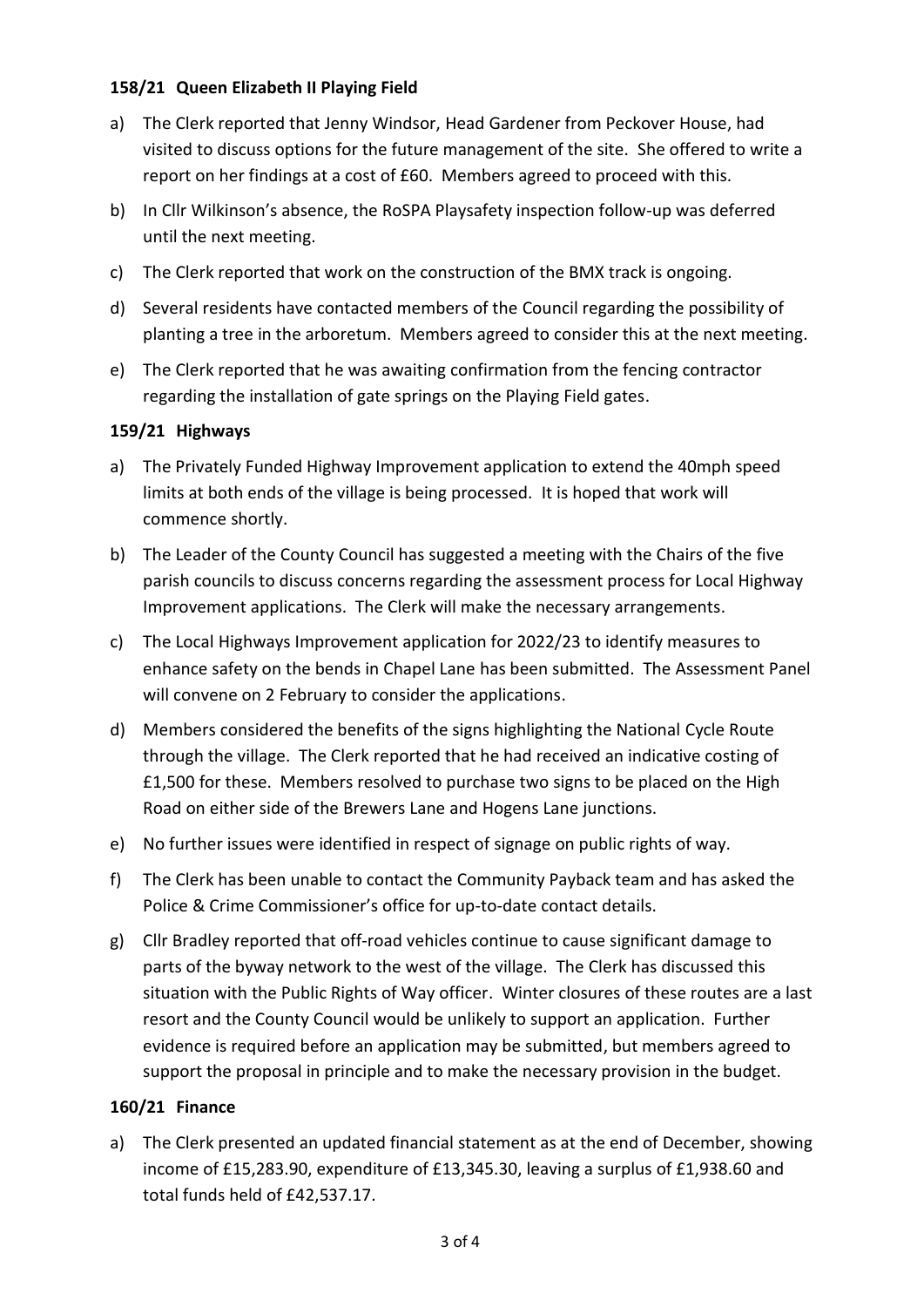### 158/21 Queen Elizabeth II Playing Field

a) The Clerk reported that Jenny Windsor, Head Gardener from Peckover House, had visited to discuss options for the future management of the site. She offered to write a report on her findings at a cost of £60. Members agreed to proceed with this.

b) In Cllr Wilkinson's absence, the RoSPA Playsafety inspection follow-up was deferred until the next meeting.

c) The Clerk reported that work on the construction of the BMX track is ongoing.

d) Several residents have contacted members of the Council regarding the possibility of planting a tree in the arboretum. Members agreed to consider this at the next meeting.

e) The Clerk reported that he was awaiting confirmation from the fencing contractor regarding the installation of gate springs on the Playing Field gates.

### 159/21 Highways

a) The Privately Funded Highway Improvement application to extend the 40mph speed limits at both ends of the village is being processed. It is hoped that work will commence shortly.

b) The Leader of the County Council has suggested a meeting with the Chairs of the five parish councils to discuss concerns regarding the assessment process for Local Highway Improvement applications. The Clerk will make the necessary arrangements.

c) The Local Highways Improvement application for 2022/23 to identify measures to enhance safety on the bends in Chapel Lane has been submitted. The Assessment Panel will convene on 2 February to consider the applications.

d) Members considered the benefits of the signs highlighting the National Cycle Route through the village. The Clerk reported that he had received an indicative costing of £1,500 for these. Members resolved to purchase two signs to be placed on the High Road on either side of the Brewers Lane and Hogens Lane junctions.

e) No further issues were identified in respect of signage on public rights of way.

f) The Clerk has been unable to contact the Community Payback team and has asked the Police & Crime Commissioner's office for up-to-date contact details.

g) Cllr Bradley reported that off-road vehicles continue to cause significant damage to parts of the byway network to the west of the village. The Clerk has discussed this situation with the Public Rights of Way officer. Winter closures of these routes are a last resort and the County Council would be unlikely to support an application. Further evidence is required before an application may be submitted, but members agreed to support the proposal in principle and to make the necessary provision in the budget.

### 160/21 Finance

a) The Clerk presented an updated financial statement as at the end of December, showing income of £15,283.90, expenditure of £13,345.30, leaving a surplus of £1,938.60 and total funds held of £42,537.17.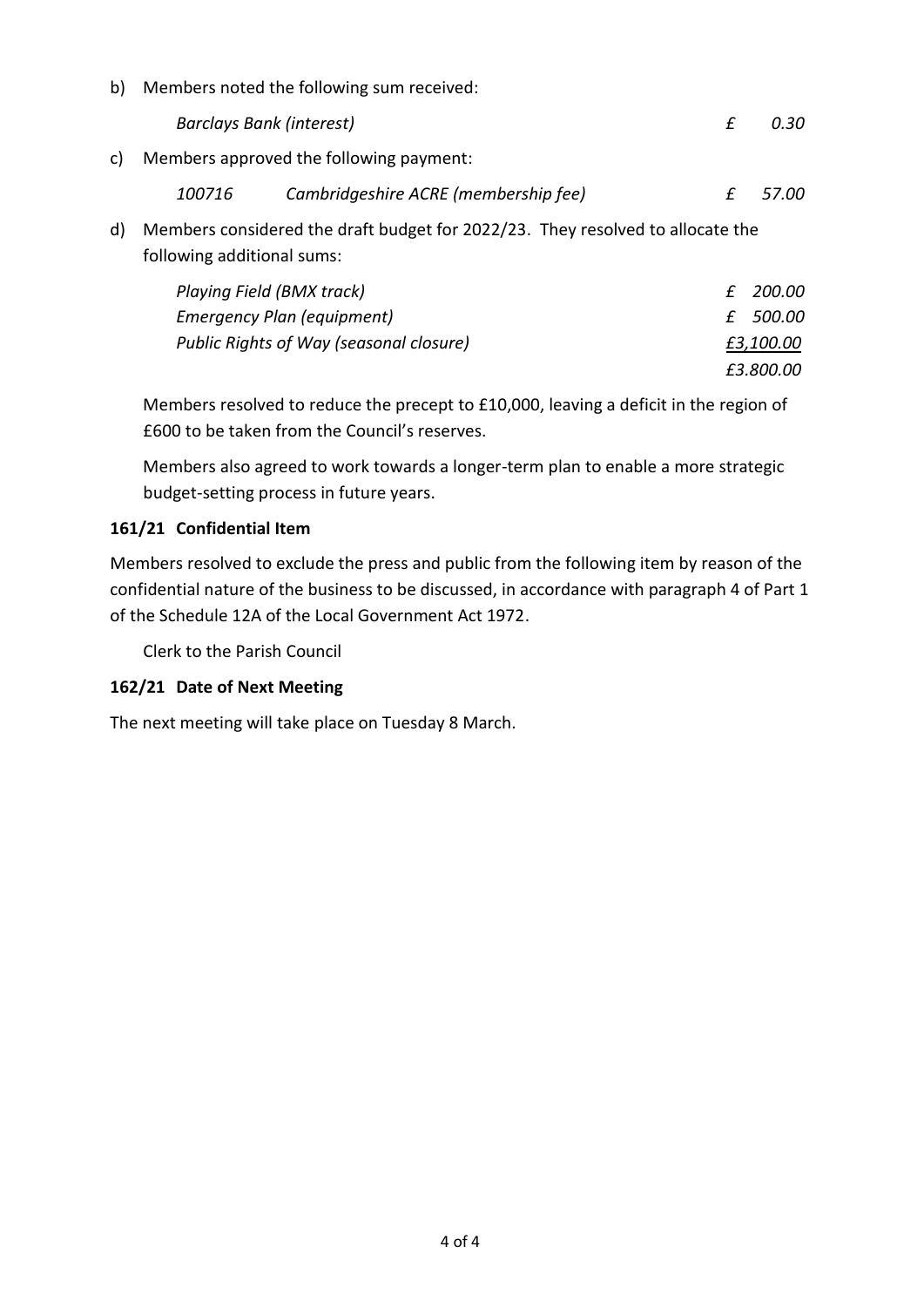b) Members noted the following sum received:

| | | |
|---|---|---|
| *Barclays Bank (interest)* | *£* | *0.30* |

c) Members approved the following payment:

| | | | |
|---|---|---|---|
| *100716* | *Cambridgeshire ACRE (membership fee)* | *£* | *57.00* |

d) Members considered the draft budget for 2022/23. They resolved to allocate the following additional sums:

| | |
|---|---|
| *Playing Field (BMX track)* | *£ 200.00* |
| *Emergency Plan (equipment)* | *£ 500.00* |
| *Public Rights of Way (seasonal closure)* | *£3,100.00* |
| | *£3.800.00* |

Members resolved to reduce the precept to £10,000, leaving a deficit in the region of £600 to be taken from the Council's reserves.

Members also agreed to work towards a longer-term plan to enable a more strategic budget-setting process in future years.

**161/21 Confidential Item**

Members resolved to exclude the press and public from the following item by reason of the confidential nature of the business to be discussed, in accordance with paragraph 4 of Part 1 of the Schedule 12A of the Local Government Act 1972.

Clerk to the Parish Council

**162/21 Date of Next Meeting**

The next meeting will take place on Tuesday 8 March.